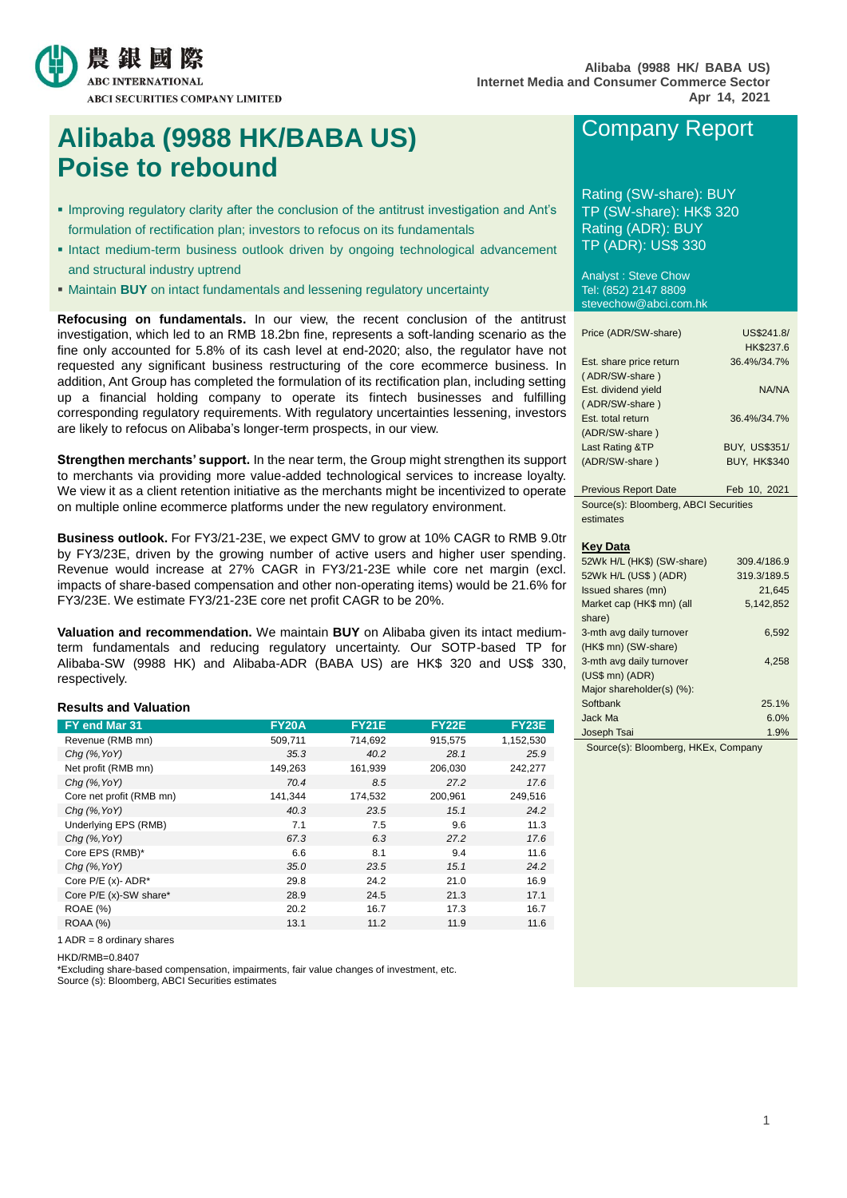# Alibaba (9988 HK/BABA US)
# Poise to rebound

Alibaba (9988 HK/ BABA US)
Internet Media and Consumer Commerce Sector
Apr 14, 2021

## Company Report

Rating (SW-share): BUY
TP (SW-share): HK$ 320
Rating (ADR): BUY
TP (ADR): US$ 330

Analyst : Steve Chow
Tel: (852) 2147 8809
stevechow@abci.com.hk

- Improving regulatory clarity after the conclusion of the antitrust investigation and Ant's formulation of rectification plan; investors to refocus on its fundamentals
- Intact medium-term business outlook driven by ongoing technological advancement and structural industry uptrend
- Maintain **BUY** on intact fundamentals and lessening regulatory uncertainty

**Refocusing on fundamentals.** In our view, the recent conclusion of the antitrust investigation, which led to an RMB 18.2bn fine, represents a soft-landing scenario as the fine only accounted for 5.8% of its cash level at end-2020; also, the regulator have not requested any significant business restructuring of the core ecommerce business. In addition, Ant Group has completed the formulation of its rectification plan, including setting up a financial holding company to operate its fintech businesses and fulfilling corresponding regulatory requirements. With regulatory uncertainties lessening, investors are likely to refocus on Alibaba's longer-term prospects, in our view.

**Strengthen merchants' support.** In the near term, the Group might strengthen its support to merchants via providing more value-added technological services to increase loyalty. We view it as a client retention initiative as the merchants might be incentivized to operate on multiple online ecommerce platforms under the new regulatory environment.

**Business outlook.** For FY3/21-23E, we expect GMV to grow at 10% CAGR to RMB 9.0tr by FY3/23E, driven by the growing number of active users and higher user spending. Revenue would increase at 27% CAGR in FY3/21-23E while core net margin (excl. impacts of share-based compensation and other non-operating items) would be 21.6% for FY3/23E. We estimate FY3/21-23E core net profit CAGR to be 20%.

**Valuation and recommendation.** We maintain **BUY** on Alibaba given its intact medium-term fundamentals and reducing regulatory uncertainty. Our SOTP-based TP for Alibaba-SW (9988 HK) and Alibaba-ADR (BABA US) are HK$ 320 and US$ 330, respectively.

| | |
|---|---|
| Price (ADR/SW-share) | US$241.8/ HK$237.6 |
| Est. share price return (ADR/SW-share) | 36.4%/34.7% |
| Est. dividend yield (ADR/SW-share) | NA/NA |
| Est. total return (ADR/SW-share) | 36.4%/34.7% |
| Last Rating &TP (ADR/SW-share) | BUY, US$351/ BUY, HK$340 |
| Previous Report Date | Feb 10, 2021 |

Source(s): Bloomberg, ABCI Securities estimates

**Key Data**

| | |
|---|---|
| 52Wk H/L (HK$) (SW-share) | 309.4/186.9 |
| 52Wk H/L (US$) (ADR) | 319.3/189.5 |
| Issued shares (mn) | 21,645 |
| Market cap (HK$ mn) (all share) | 5,142,852 |
| 3-mth avg daily turnover (HK$ mn) (SW-share) | 6,592 |
| 3-mth avg daily turnover (US$ mn) (ADR) | 4,258 |
| Major shareholder(s) (%): | |
| Softbank | 25.1% |
| Jack Ma | 6.0% |
| Joseph Tsai | 1.9% |

Source(s): Bloomberg, HKEx, Company

**Results and Valuation**

| FY end Mar 31 | FY20A | FY21E | FY22E | FY23E |
|---|---|---|---|---|
| Revenue (RMB mn) | 509,711 | 714,692 | 915,575 | 1,152,530 |
| *Chg (%,YoY)* | *35.3* | *40.2* | *28.1* | *25.9* |
| Net profit (RMB mn) | 149,263 | 161,939 | 206,030 | 242,277 |
| *Chg (%,YoY)* | *70.4* | *8.5* | *27.2* | *17.6* |
| Core net profit (RMB mn) | 141,344 | 174,532 | 200,961 | 249,516 |
| *Chg (%,YoY)* | *40.3* | *23.5* | *15.1* | *24.2* |
| Underlying EPS (RMB) | 7.1 | 7.5 | 9.6 | 11.3 |
| *Chg (%,YoY)* | *67.3* | *6.3* | *27.2* | *17.6* |
| Core EPS (RMB)* | 6.6 | 8.1 | 9.4 | 11.6 |
| *Chg (%,YoY)* | *35.0* | *23.5* | *15.1* | *24.2* |
| Core P/E (x)- ADR* | 29.8 | 24.2 | 21.0 | 16.9 |
| Core P/E (x)-SW share* | 28.9 | 24.5 | 21.3 | 17.1 |
| ROAE (%) | 20.2 | 16.7 | 17.3 | 16.7 |
| ROAA (%) | 13.1 | 11.2 | 11.9 | 11.6 |

1 ADR = 8 ordinary shares

HKD/RMB=0.8407
*Excluding share-based compensation, impairments, fair value changes of investment, etc.
Source (s): Bloomberg, ABCI Securities estimates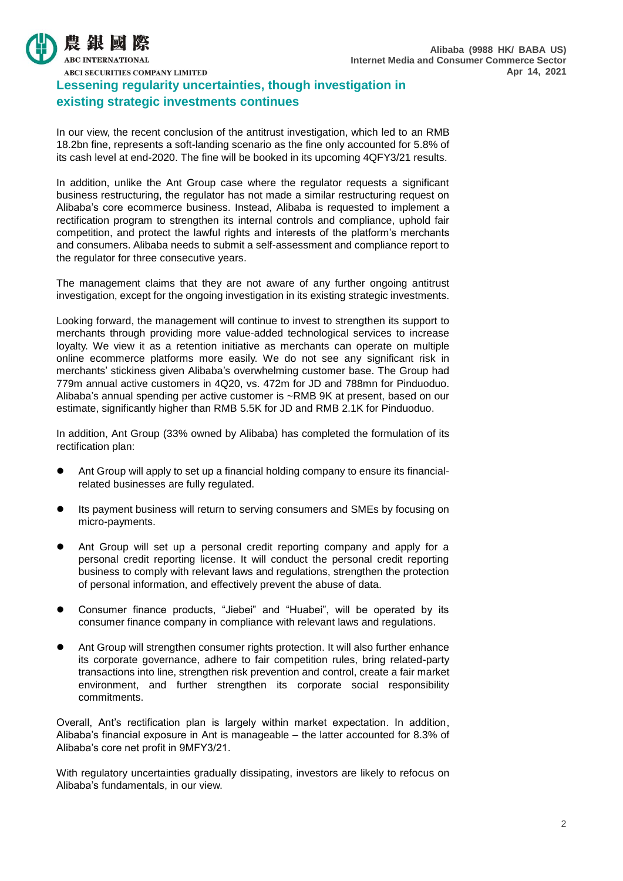## Lessening regularity uncertainties, though investigation in existing strategic investments continues

In our view, the recent conclusion of the antitrust investigation, which led to an RMB 18.2bn fine, represents a soft-landing scenario as the fine only accounted for 5.8% of its cash level at end-2020. The fine will be booked in its upcoming 4QFY3/21 results.

In addition, unlike the Ant Group case where the regulator requests a significant business restructuring, the regulator has not made a similar restructuring request on Alibaba's core ecommerce business. Instead, Alibaba is requested to implement a rectification program to strengthen its internal controls and compliance, uphold fair competition, and protect the lawful rights and interests of the platform's merchants and consumers. Alibaba needs to submit a self-assessment and compliance report to the regulator for three consecutive years.

The management claims that they are not aware of any further ongoing antitrust investigation, except for the ongoing investigation in its existing strategic investments.

Looking forward, the management will continue to invest to strengthen its support to merchants through providing more value-added technological services to increase loyalty. We view it as a retention initiative as merchants can operate on multiple online ecommerce platforms more easily. We do not see any significant risk in merchants' stickiness given Alibaba's overwhelming customer base. The Group had 779m annual active customers in 4Q20, vs. 472m for JD and 788mn for Pinduoduo. Alibaba's annual spending per active customer is ~RMB 9K at present, based on our estimate, significantly higher than RMB 5.5K for JD and RMB 2.1K for Pinduoduo.

In addition, Ant Group (33% owned by Alibaba) has completed the formulation of its rectification plan:

- Ant Group will apply to set up a financial holding company to ensure its financial-related businesses are fully regulated.
- Its payment business will return to serving consumers and SMEs by focusing on micro-payments.
- Ant Group will set up a personal credit reporting company and apply for a personal credit reporting license. It will conduct the personal credit reporting business to comply with relevant laws and regulations, strengthen the protection of personal information, and effectively prevent the abuse of data.
- Consumer finance products, "Jiebei" and "Huabei", will be operated by its consumer finance company in compliance with relevant laws and regulations.
- Ant Group will strengthen consumer rights protection. It will also further enhance its corporate governance, adhere to fair competition rules, bring related-party transactions into line, strengthen risk prevention and control, create a fair market environment, and further strengthen its corporate social responsibility commitments.

Overall, Ant's rectification plan is largely within market expectation. In addition, Alibaba's financial exposure in Ant is manageable – the latter accounted for 8.3% of Alibaba's core net profit in 9MFY3/21.

With regulatory uncertainties gradually dissipating, investors are likely to refocus on Alibaba's fundamentals, in our view.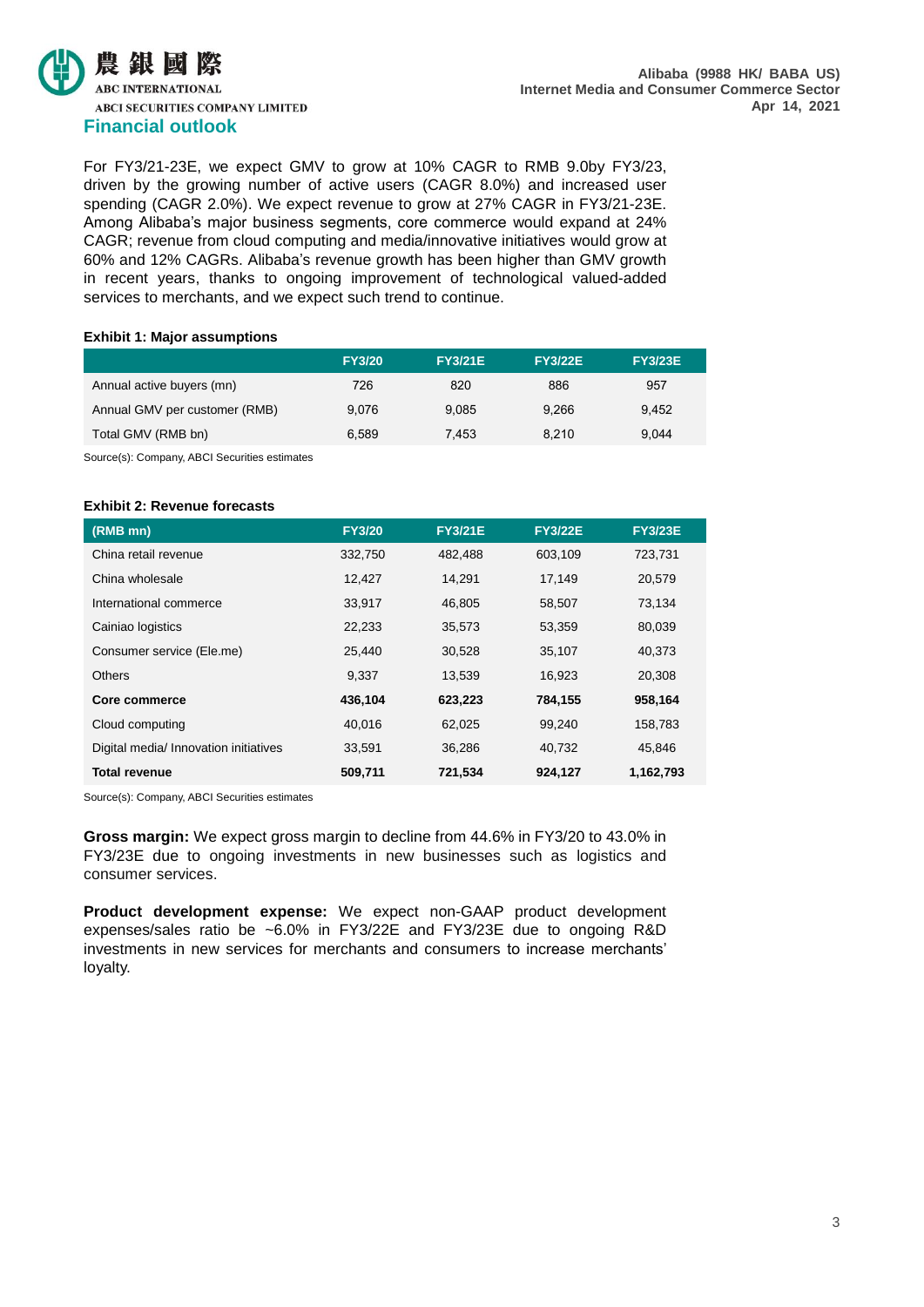## Financial outlook

For FY3/21-23E, we expect GMV to grow at 10% CAGR to RMB 9.0by FY3/23, driven by the growing number of active users (CAGR 8.0%) and increased user spending (CAGR 2.0%). We expect revenue to grow at 27% CAGR in FY3/21-23E. Among Alibaba's major business segments, core commerce would expand at 24% CAGR; revenue from cloud computing and media/innovative initiatives would grow at 60% and 12% CAGRs. Alibaba's revenue growth has been higher than GMV growth in recent years, thanks to ongoing improvement of technological valued-added services to merchants, and we expect such trend to continue.

**Exhibit 1: Major assumptions**

| | FY3/20 | FY3/21E | FY3/22E | FY3/23E |
|---|---|---|---|---|
| Annual active buyers (mn) | 726 | 820 | 886 | 957 |
| Annual GMV per customer (RMB) | 9,076 | 9,085 | 9,266 | 9,452 |
| Total GMV (RMB bn) | 6,589 | 7,453 | 8,210 | 9,044 |

Source(s): Company, ABCI Securities estimates

**Exhibit 2: Revenue forecasts**

| (RMB mn) | FY3/20 | FY3/21E | FY3/22E | FY3/23E |
|---|---|---|---|---|
| China retail revenue | 332,750 | 482,488 | 603,109 | 723,731 |
| China wholesale | 12,427 | 14,291 | 17,149 | 20,579 |
| International commerce | 33,917 | 46,805 | 58,507 | 73,134 |
| Cainiao logistics | 22,233 | 35,573 | 53,359 | 80,039 |
| Consumer service (Ele.me) | 25,440 | 30,528 | 35,107 | 40,373 |
| Others | 9,337 | 13,539 | 16,923 | 20,308 |
| **Core commerce** | **436,104** | **623,223** | **784,155** | **958,164** |
| Cloud computing | 40,016 | 62,025 | 99,240 | 158,783 |
| Digital media/ Innovation initiatives | 33,591 | 36,286 | 40,732 | 45,846 |
| **Total revenue** | **509,711** | **721,534** | **924,127** | **1,162,793** |

Source(s): Company, ABCI Securities estimates

**Gross margin:** We expect gross margin to decline from 44.6% in FY3/20 to 43.0% in FY3/23E due to ongoing investments in new businesses such as logistics and consumer services.

**Product development expense:** We expect non-GAAP product development expenses/sales ratio be ~6.0% in FY3/22E and FY3/23E due to ongoing R&D investments in new services for merchants and consumers to increase merchants' loyalty.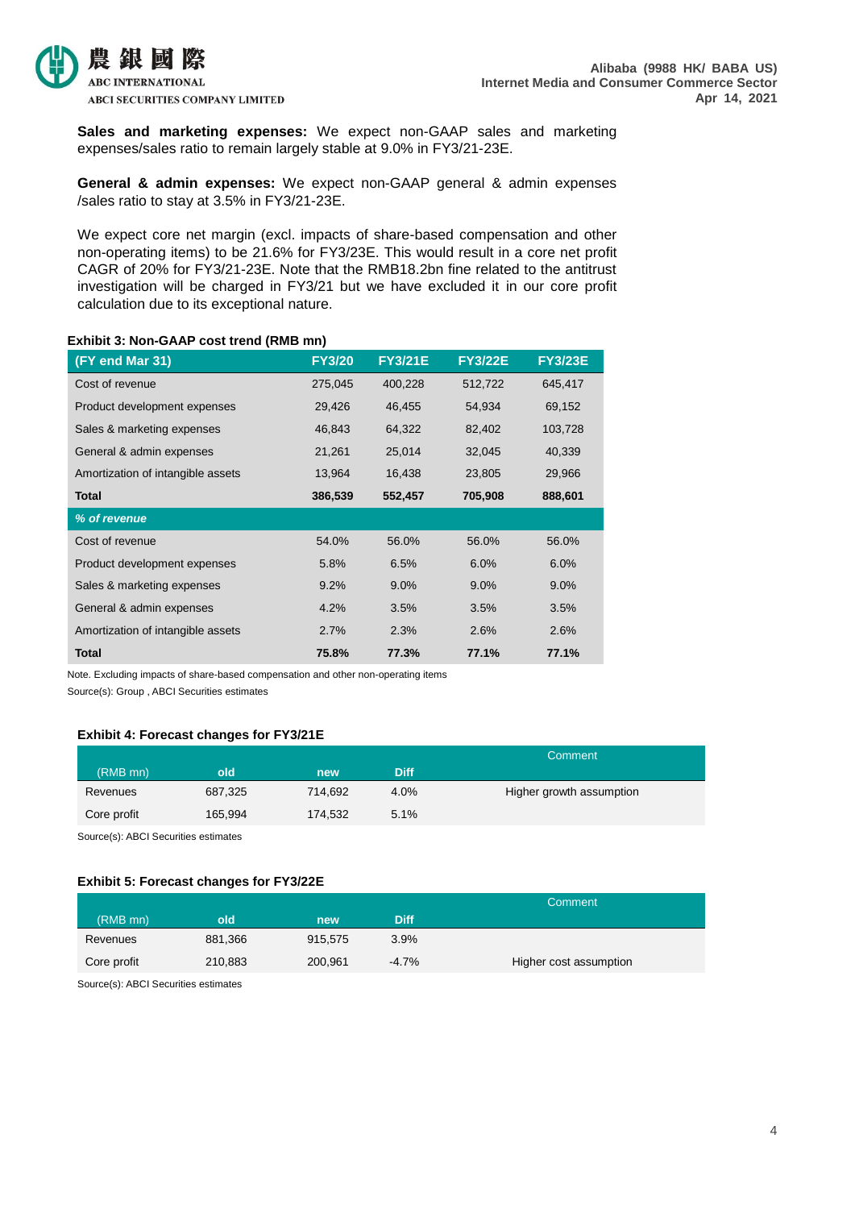**Sales and marketing expenses:** We expect non-GAAP sales and marketing expenses/sales ratio to remain largely stable at 9.0% in FY3/21-23E.

**General & admin expenses:** We expect non-GAAP general & admin expenses /sales ratio to stay at 3.5% in FY3/21-23E.

We expect core net margin (excl. impacts of share-based compensation and other non-operating items) to be 21.6% for FY3/23E. This would result in a core net profit CAGR of 20% for FY3/21-23E. Note that the RMB18.2bn fine related to the antitrust investigation will be charged in FY3/21 but we have excluded it in our core profit calculation due to its exceptional nature.

**Exhibit 3: Non-GAAP cost trend (RMB mn)**

| (FY end Mar 31) | FY3/20 | FY3/21E | FY3/22E | FY3/23E |
|---|---|---|---|---|
| Cost of revenue | 275,045 | 400,228 | 512,722 | 645,417 |
| Product development expenses | 29,426 | 46,455 | 54,934 | 69,152 |
| Sales & marketing expenses | 46,843 | 64,322 | 82,402 | 103,728 |
| General & admin expenses | 21,261 | 25,014 | 32,045 | 40,339 |
| Amortization of intangible assets | 13,964 | 16,438 | 23,805 | 29,966 |
| **Total** | **386,539** | **552,457** | **705,908** | **888,601** |
| ***% of revenue*** | | | | |
| Cost of revenue | 54.0% | 56.0% | 56.0% | 56.0% |
| Product development expenses | 5.8% | 6.5% | 6.0% | 6.0% |
| Sales & marketing expenses | 9.2% | 9.0% | 9.0% | 9.0% |
| General & admin expenses | 4.2% | 3.5% | 3.5% | 3.5% |
| Amortization of intangible assets | 2.7% | 2.3% | 2.6% | 2.6% |
| **Total** | **75.8%** | **77.3%** | **77.1%** | **77.1%** |

Note. Excluding impacts of share-based compensation and other non-operating items
Source(s): Group , ABCI Securities estimates

**Exhibit 4: Forecast changes for FY3/21E**

| (RMB mn) | old | new | Diff | Comment |
|---|---|---|---|---|
| Revenues | 687,325 | 714,692 | 4.0% | Higher growth assumption |
| Core profit | 165,994 | 174,532 | 5.1% | |

Source(s): ABCI Securities estimates

**Exhibit 5: Forecast changes for FY3/22E**

| (RMB mn) | old | new | Diff | Comment |
|---|---|---|---|---|
| Revenues | 881,366 | 915,575 | 3.9% | |
| Core profit | 210,883 | 200,961 | -4.7% | Higher cost assumption |

Source(s): ABCI Securities estimates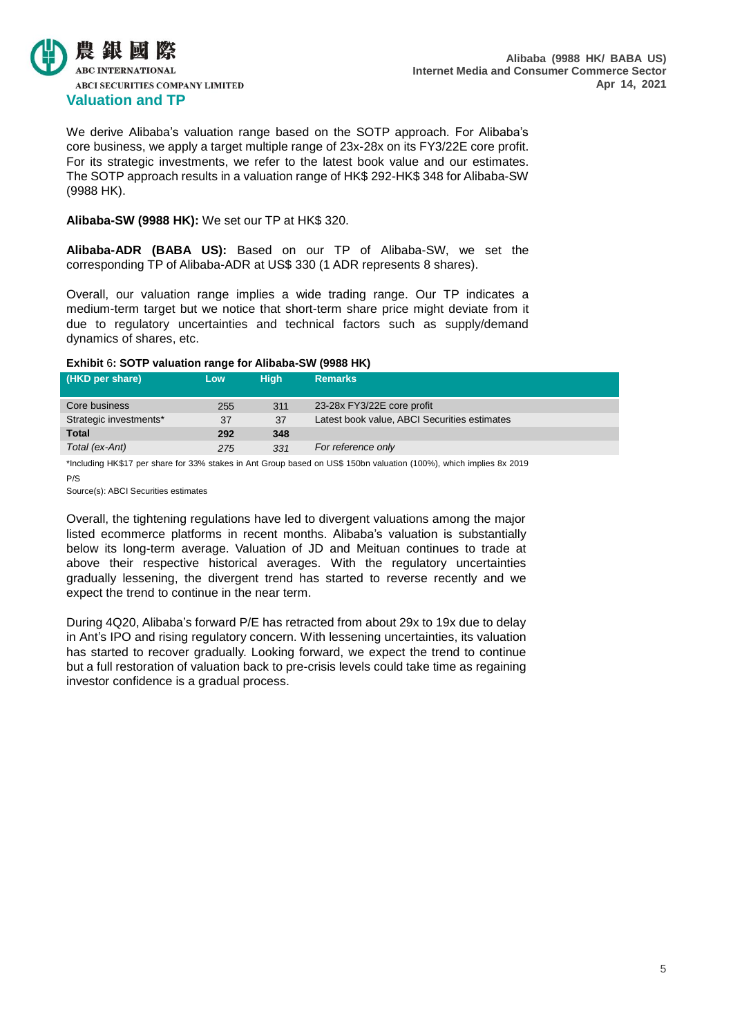## Valuation and TP

We derive Alibaba's valuation range based on the SOTP approach. For Alibaba's core business, we apply a target multiple range of 23x-28x on its FY3/22E core profit. For its strategic investments, we refer to the latest book value and our estimates. The SOTP approach results in a valuation range of HK$ 292-HK$ 348 for Alibaba-SW (9988 HK).

**Alibaba-SW (9988 HK):** We set our TP at HK$ 320.

**Alibaba-ADR (BABA US):** Based on our TP of Alibaba-SW, we set the corresponding TP of Alibaba-ADR at US$ 330 (1 ADR represents 8 shares).

Overall, our valuation range implies a wide trading range. Our TP indicates a medium-term target but we notice that short-term share price might deviate from it due to regulatory uncertainties and technical factors such as supply/demand dynamics of shares, etc.

**Exhibit 6: SOTP valuation range for Alibaba-SW (9988 HK)**

| (HKD per share) | Low | High | Remarks |
|---|---|---|---|
| Core business | 255 | 311 | 23-28x FY3/22E core profit |
| Strategic investments* | 37 | 37 | Latest book value, ABCI Securities estimates |
| **Total** | **292** | **348** | |
| *Total (ex-Ant)* | *275* | *331* | *For reference only* |

*Including HK$17 per share for 33% stakes in Ant Group based on US$ 150bn valuation (100%), which implies 8x 2019 P/S

Source(s): ABCI Securities estimates

Overall, the tightening regulations have led to divergent valuations among the major listed ecommerce platforms in recent months. Alibaba's valuation is substantially below its long-term average. Valuation of JD and Meituan continues to trade at above their respective historical averages. With the regulatory uncertainties gradually lessening, the divergent trend has started to reverse recently and we expect the trend to continue in the near term.

During 4Q20, Alibaba's forward P/E has retracted from about 29x to 19x due to delay in Ant's IPO and rising regulatory concern. With lessening uncertainties, its valuation has started to recover gradually. Looking forward, we expect the trend to continue but a full restoration of valuation back to pre-crisis levels could take time as regaining investor confidence is a gradual process.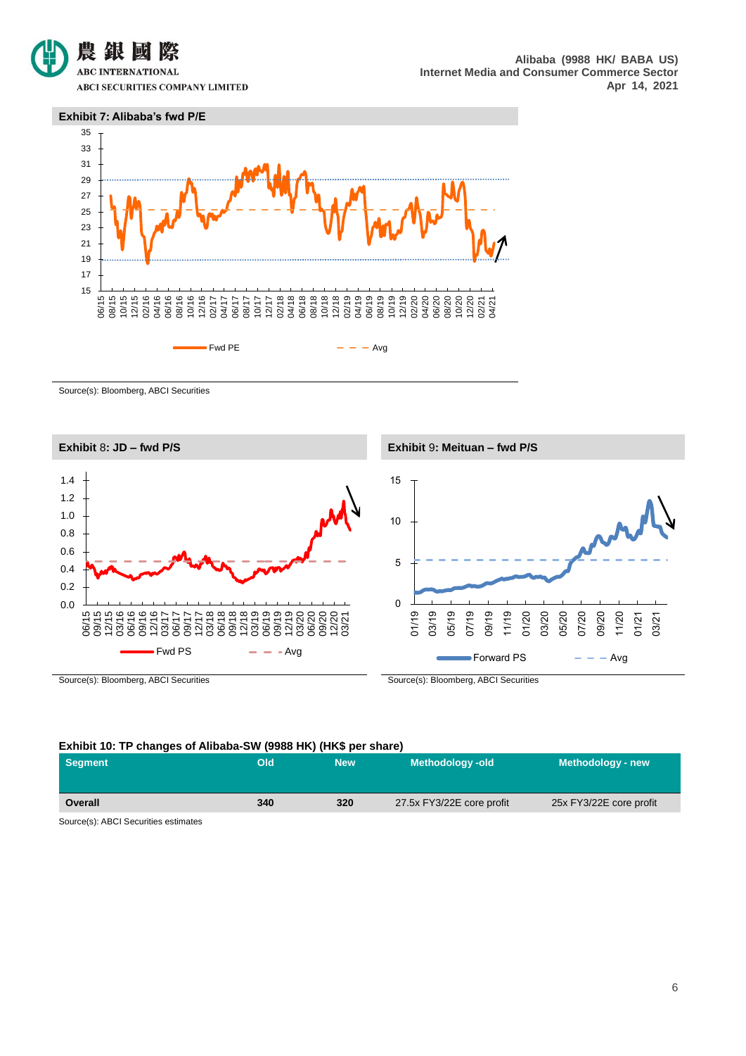**Exhibit 7: Alibaba's fwd P/E**

Source(s): Bloomberg, ABCI Securities

**Exhibit 8: JD – fwd P/S**

Source(s): Bloomberg, ABCI Securities

**Exhibit 9: Meituan – fwd P/S**

Source(s): Bloomberg, ABCI Securities

**Exhibit 10: TP changes of Alibaba-SW (9988 HK) (HK$ per share)**

| Segment | Old | New | Methodology -old | Methodology - new |
|---|---|---|---|---|
| Overall | 340 | 320 | 27.5x FY3/22E core profit | 25x FY3/22E core profit |

Source(s): ABCI Securities estimates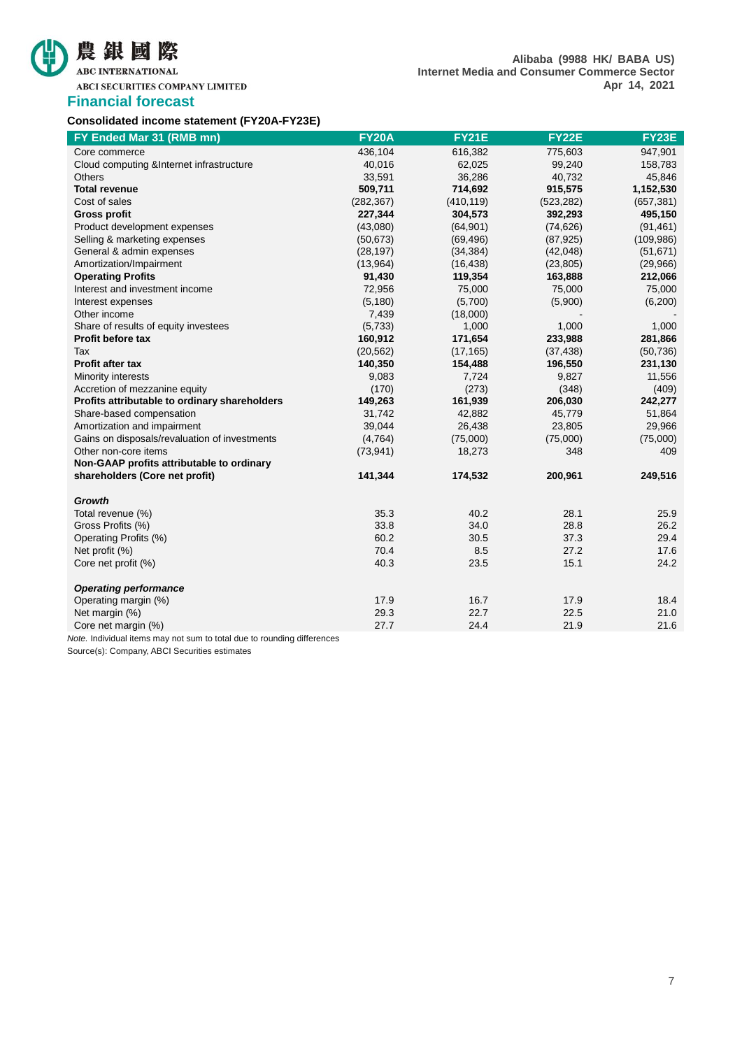## Financial forecast

**Consolidated income statement (FY20A-FY23E)**

| FY Ended Mar 31 (RMB mn) | FY20A | FY21E | FY22E | FY23E |
|---|---|---|---|---|
| Core commerce | 436,104 | 616,382 | 775,603 | 947,901 |
| Cloud computing &Internet infrastructure | 40,016 | 62,025 | 99,240 | 158,783 |
| Others | 33,591 | 36,286 | 40,732 | 45,846 |
| **Total revenue** | **509,711** | **714,692** | **915,575** | **1,152,530** |
| Cost of sales | (282,367) | (410,119) | (523,282) | (657,381) |
| **Gross profit** | **227,344** | **304,573** | **392,293** | **495,150** |
| Product development expenses | (43,080) | (64,901) | (74,626) | (91,461) |
| Selling & marketing expenses | (50,673) | (69,496) | (87,925) | (109,986) |
| General & admin expenses | (28,197) | (34,384) | (42,048) | (51,671) |
| Amortization/Impairment | (13,964) | (16,438) | (23,805) | (29,966) |
| **Operating Profits** | **91,430** | **119,354** | **163,888** | **212,066** |
| Interest and investment income | 72,956 | 75,000 | 75,000 | 75,000 |
| Interest expenses | (5,180) | (5,700) | (5,900) | (6,200) |
| Other income | 7,439 | (18,000) | - | - |
| Share of results of equity investees | (5,733) | 1,000 | 1,000 | 1,000 |
| **Profit before tax** | **160,912** | **171,654** | **233,988** | **281,866** |
| Tax | (20,562) | (17,165) | (37,438) | (50,736) |
| **Profit after tax** | **140,350** | **154,488** | **196,550** | **231,130** |
| Minority interests | 9,083 | 7,724 | 9,827 | 11,556 |
| Accretion of mezzanine equity | (170) | (273) | (348) | (409) |
| **Profits attributable to ordinary shareholders** | **149,263** | **161,939** | **206,030** | **242,277** |
| Share-based compensation | 31,742 | 42,882 | 45,779 | 51,864 |
| Amortization and impairment | 39,044 | 26,438 | 23,805 | 29,966 |
| Gains on disposals/revaluation of investments | (4,764) | (75,000) | (75,000) | (75,000) |
| Other non-core items | (73,941) | 18,273 | 348 | 409 |
| **Non-GAAP profits attributable to ordinary shareholders (Core net profit)** | **141,344** | **174,532** | **200,961** | **249,516** |
| | | | | |
| ***Growth*** | | | | |
| Total revenue (%) | 35.3 | 40.2 | 28.1 | 25.9 |
| Gross Profits (%) | 33.8 | 34.0 | 28.8 | 26.2 |
| Operating Profits (%) | 60.2 | 30.5 | 37.3 | 29.4 |
| Net profit (%) | 70.4 | 8.5 | 27.2 | 17.6 |
| Core net profit (%) | 40.3 | 23.5 | 15.1 | 24.2 |
| | | | | |
| ***Operating performance*** | | | | |
| Operating margin (%) | 17.9 | 16.7 | 17.9 | 18.4 |
| Net margin (%) | 29.3 | 22.7 | 22.5 | 21.0 |
| Core net margin (%) | 27.7 | 24.4 | 21.9 | 21.6 |

*Note.* Individual items may not sum to total due to rounding differences

Source(s): Company, ABCI Securities estimates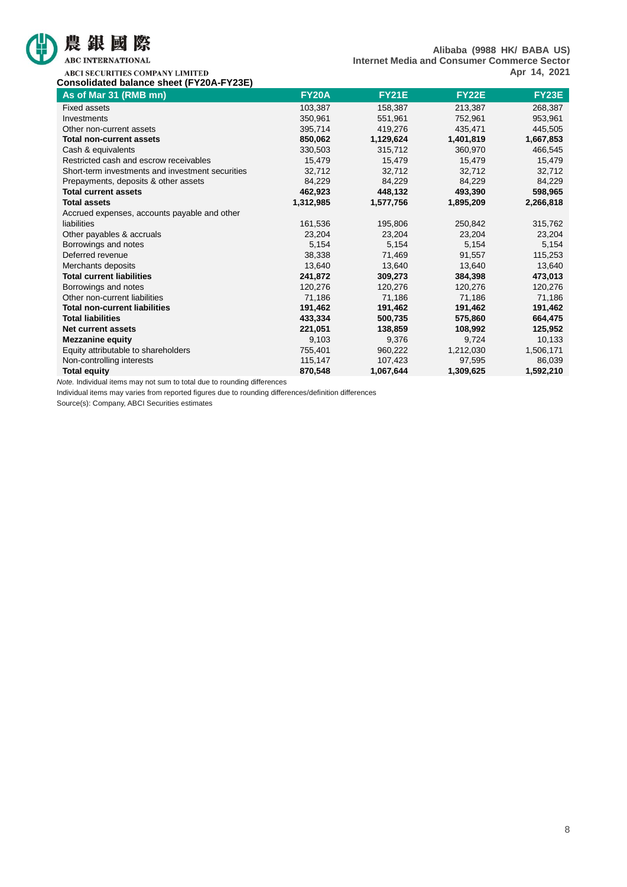**Consolidated balance sheet (FY20A-FY23E)**

| As of Mar 31 (RMB mn) | FY20A | FY21E | FY22E | FY23E |
|---|---|---|---|---|
| Fixed assets | 103,387 | 158,387 | 213,387 | 268,387 |
| Investments | 350,961 | 551,961 | 752,961 | 953,961 |
| Other non-current assets | 395,714 | 419,276 | 435,471 | 445,505 |
| **Total non-current assets** | **850,062** | **1,129,624** | **1,401,819** | **1,667,853** |
| Cash & equivalents | 330,503 | 315,712 | 360,970 | 466,545 |
| Restricted cash and escrow receivables | 15,479 | 15,479 | 15,479 | 15,479 |
| Short-term investments and investment securities | 32,712 | 32,712 | 32,712 | 32,712 |
| Prepayments, deposits & other assets | 84,229 | 84,229 | 84,229 | 84,229 |
| **Total current assets** | **462,923** | **448,132** | **493,390** | **598,965** |
| **Total assets** | **1,312,985** | **1,577,756** | **1,895,209** | **2,266,818** |
| Accrued expenses, accounts payable and other liabilities | 161,536 | 195,806 | 250,842 | 315,762 |
| Other payables & accruals | 23,204 | 23,204 | 23,204 | 23,204 |
| Borrowings and notes | 5,154 | 5,154 | 5,154 | 5,154 |
| Deferred revenue | 38,338 | 71,469 | 91,557 | 115,253 |
| Merchants deposits | 13,640 | 13,640 | 13,640 | 13,640 |
| **Total current liabilities** | **241,872** | **309,273** | **384,398** | **473,013** |
| Borrowings and notes | 120,276 | 120,276 | 120,276 | 120,276 |
| Other non-current liabilities | 71,186 | 71,186 | 71,186 | 71,186 |
| **Total non-current liabilities** | **191,462** | **191,462** | **191,462** | **191,462** |
| **Total liabilities** | **433,334** | **500,735** | **575,860** | **664,475** |
| **Net current assets** | **221,051** | **138,859** | **108,992** | **125,952** |
| **Mezzanine equity** | 9,103 | 9,376 | 9,724 | 10,133 |
| Equity attributable to shareholders | 755,401 | 960,222 | 1,212,030 | 1,506,171 |
| Non-controlling interests | 115,147 | 107,423 | 97,595 | 86,039 |
| **Total equity** | **870,548** | **1,067,644** | **1,309,625** | **1,592,210** |

*Note.* Individual items may not sum to total due to rounding differences

Individual items may varies from reported figures due to rounding differences/definition differences

Source(s): Company, ABCI Securities estimates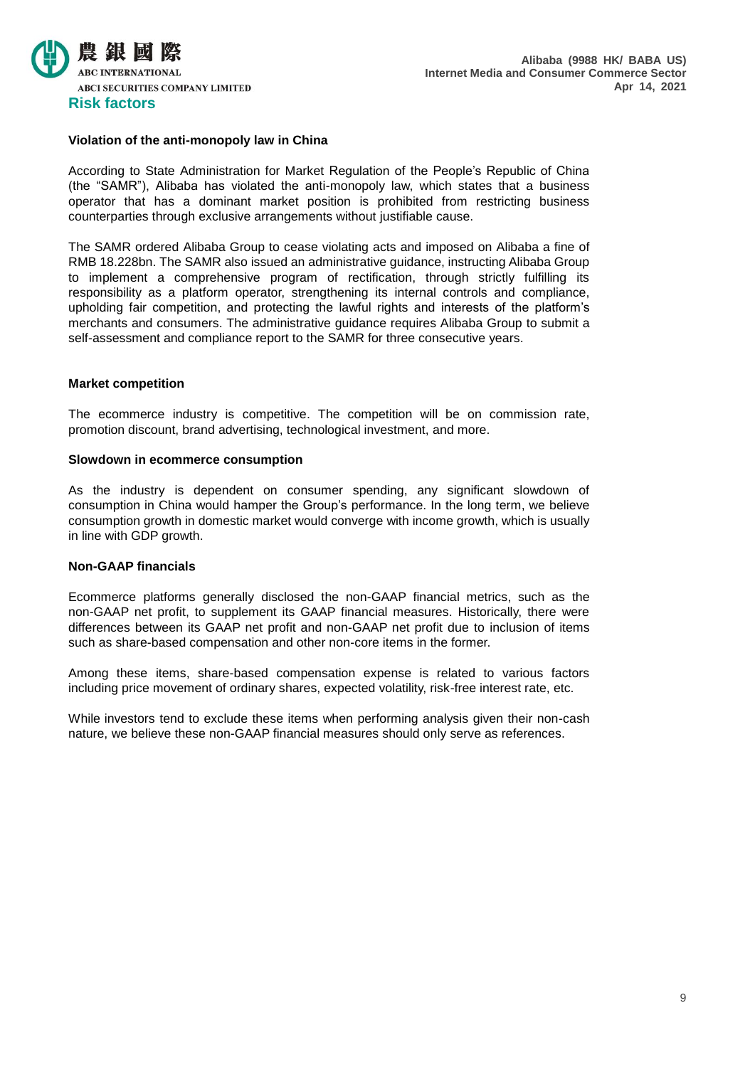## Risk factors

**Violation of the anti-monopoly law in China**

According to State Administration for Market Regulation of the People's Republic of China (the "SAMR"), Alibaba has violated the anti-monopoly law, which states that a business operator that has a dominant market position is prohibited from restricting business counterparties through exclusive arrangements without justifiable cause.

The SAMR ordered Alibaba Group to cease violating acts and imposed on Alibaba a fine of RMB 18.228bn. The SAMR also issued an administrative guidance, instructing Alibaba Group to implement a comprehensive program of rectification, through strictly fulfilling its responsibility as a platform operator, strengthening its internal controls and compliance, upholding fair competition, and protecting the lawful rights and interests of the platform's merchants and consumers. The administrative guidance requires Alibaba Group to submit a self-assessment and compliance report to the SAMR for three consecutive years.

**Market competition**

The ecommerce industry is competitive. The competition will be on commission rate, promotion discount, brand advertising, technological investment, and more.

**Slowdown in ecommerce consumption**

As the industry is dependent on consumer spending, any significant slowdown of consumption in China would hamper the Group's performance. In the long term, we believe consumption growth in domestic market would converge with income growth, which is usually in line with GDP growth.

**Non-GAAP financials**

Ecommerce platforms generally disclosed the non-GAAP financial metrics, such as the non-GAAP net profit, to supplement its GAAP financial measures. Historically, there were differences between its GAAP net profit and non-GAAP net profit due to inclusion of items such as share-based compensation and other non-core items in the former.

Among these items, share-based compensation expense is related to various factors including price movement of ordinary shares, expected volatility, risk-free interest rate, etc.

While investors tend to exclude these items when performing analysis given their non-cash nature, we believe these non-GAAP financial measures should only serve as references.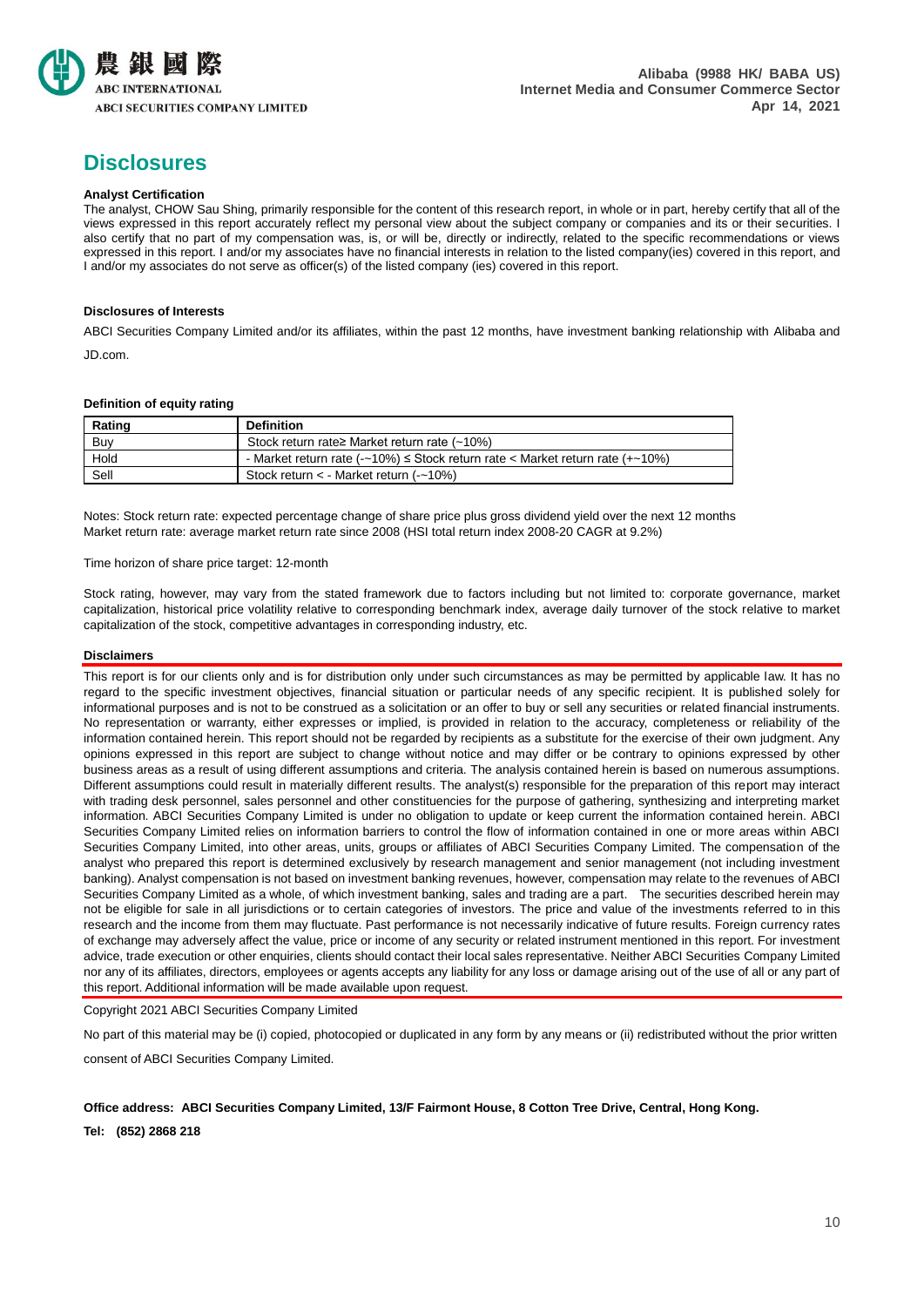# Disclosures

**Analyst Certification**

The analyst, CHOW Sau Shing, primarily responsible for the content of this research report, in whole or in part, hereby certify that all of the views expressed in this report accurately reflect my personal view about the subject company or companies and its or their securities. I also certify that no part of my compensation was, is, or will be, directly or indirectly, related to the specific recommendations or views expressed in this report. I and/or my associates have no financial interests in relation to the listed company(ies) covered in this report, and I and/or my associates do not serve as officer(s) of the listed company (ies) covered in this report.

**Disclosures of Interests**

ABCI Securities Company Limited and/or its affiliates, within the past 12 months, have investment banking relationship with Alibaba and JD.com.

**Definition of equity rating**

| Rating | Definition |
|---|---|
| Buy | Stock return rate≥ Market return rate (~10%) |
| Hold | - Market return rate (-~10%) ≤ Stock return rate < Market return rate (+~10%) |
| Sell | Stock return < - Market return (-~10%) |

Notes: Stock return rate: expected percentage change of share price plus gross dividend yield over the next 12 months
Market return rate: average market return rate since 2008 (HSI total return index 2008-20 CAGR at 9.2%)

Time horizon of share price target: 12-month

Stock rating, however, may vary from the stated framework due to factors including but not limited to: corporate governance, market capitalization, historical price volatility relative to corresponding benchmark index, average daily turnover of the stock relative to market capitalization of the stock, competitive advantages in corresponding industry, etc.

**Disclaimers**

This report is for our clients only and is for distribution only under such circumstances as may be permitted by applicable law. It has no regard to the specific investment objectives, financial situation or particular needs of any specific recipient. It is published solely for informational purposes and is not to be construed as a solicitation or an offer to buy or sell any securities or related financial instruments. No representation or warranty, either expresses or implied, is provided in relation to the accuracy, completeness or reliability of the information contained herein. This report should not be regarded by recipients as a substitute for the exercise of their own judgment. Any opinions expressed in this report are subject to change without notice and may differ or be contrary to opinions expressed by other business areas as a result of using different assumptions and criteria. The analysis contained herein is based on numerous assumptions. Different assumptions could result in materially different results. The analyst(s) responsible for the preparation of this report may interact with trading desk personnel, sales personnel and other constituencies for the purpose of gathering, synthesizing and interpreting market information. ABCI Securities Company Limited is under no obligation to update or keep current the information contained herein. ABCI Securities Company Limited relies on information barriers to control the flow of information contained in one or more areas within ABCI Securities Company Limited, into other areas, units, groups or affiliates of ABCI Securities Company Limited. The compensation of the analyst who prepared this report is determined exclusively by research management and senior management (not including investment banking). Analyst compensation is not based on investment banking revenues, however, compensation may relate to the revenues of ABCI Securities Company Limited as a whole, of which investment banking, sales and trading are a part. The securities described herein may not be eligible for sale in all jurisdictions or to certain categories of investors. The price and value of the investments referred to in this research and the income from them may fluctuate. Past performance is not necessarily indicative of future results. Foreign currency rates of exchange may adversely affect the value, price or income of any security or related instrument mentioned in this report. For investment advice, trade execution or other enquiries, clients should contact their local sales representative. Neither ABCI Securities Company Limited nor any of its affiliates, directors, employees or agents accepts any liability for any loss or damage arising out of the use of all or any part of this report. Additional information will be made available upon request.

Copyright 2021 ABCI Securities Company Limited

No part of this material may be (i) copied, photocopied or duplicated in any form by any means or (ii) redistributed without the prior written consent of ABCI Securities Company Limited.

**Office address: ABCI Securities Company Limited, 13/F Fairmont House, 8 Cotton Tree Drive, Central, Hong Kong.**

**Tel: (852) 2868 218**